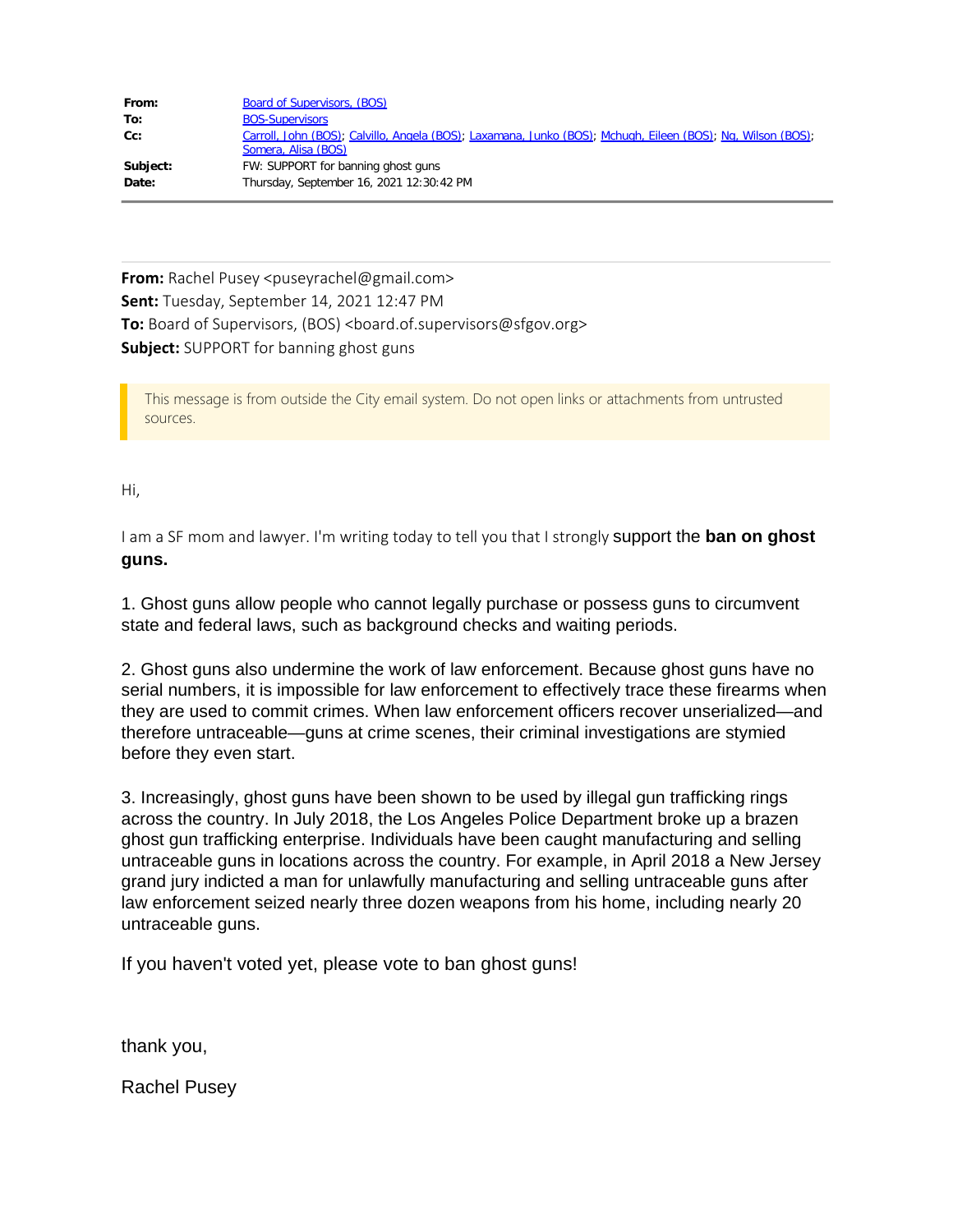| | |
|---|---|
| **From:** | Board of Supervisors, (BOS) |
| **To:** | BOS-Supervisors |
| **Cc:** | Carroll, John (BOS); Calvillo, Angela (BOS); Laxamana, Junko (BOS); Mchugh, Eileen (BOS); Ng, Wilson (BOS); Somera, Alisa (BOS) |
| **Subject:** | FW: SUPPORT for banning ghost guns |
| **Date:** | Thursday, September 16, 2021 12:30:42 PM |

---

**From:** Rachel Pusey <puseyrachel@gmail.com>
**Sent:** Tuesday, September 14, 2021 12:47 PM
**To:** Board of Supervisors, (BOS) <board.of.supervisors@sfgov.org>
**Subject:** SUPPORT for banning ghost guns

> This message is from outside the City email system. Do not open links or attachments from untrusted sources.

Hi,

I am a SF mom and lawyer. I'm writing today to tell you that I strongly support the **ban on ghost guns.**

1. Ghost guns allow people who cannot legally purchase or possess guns to circumvent state and federal laws, such as background checks and waiting periods.

2. Ghost guns also undermine the work of law enforcement. Because ghost guns have no serial numbers, it is impossible for law enforcement to effectively trace these firearms when they are used to commit crimes. When law enforcement officers recover unserialized—and therefore untraceable—guns at crime scenes, their criminal investigations are stymied before they even start.

3. Increasingly, ghost guns have been shown to be used by illegal gun trafficking rings across the country. In July 2018, the Los Angeles Police Department broke up a brazen ghost gun trafficking enterprise. Individuals have been caught manufacturing and selling untraceable guns in locations across the country. For example, in April 2018 a New Jersey grand jury indicted a man for unlawfully manufacturing and selling untraceable guns after law enforcement seized nearly three dozen weapons from his home, including nearly 20 untraceable guns.

If you haven't voted yet, please vote to ban ghost guns!

thank you,

Rachel Pusey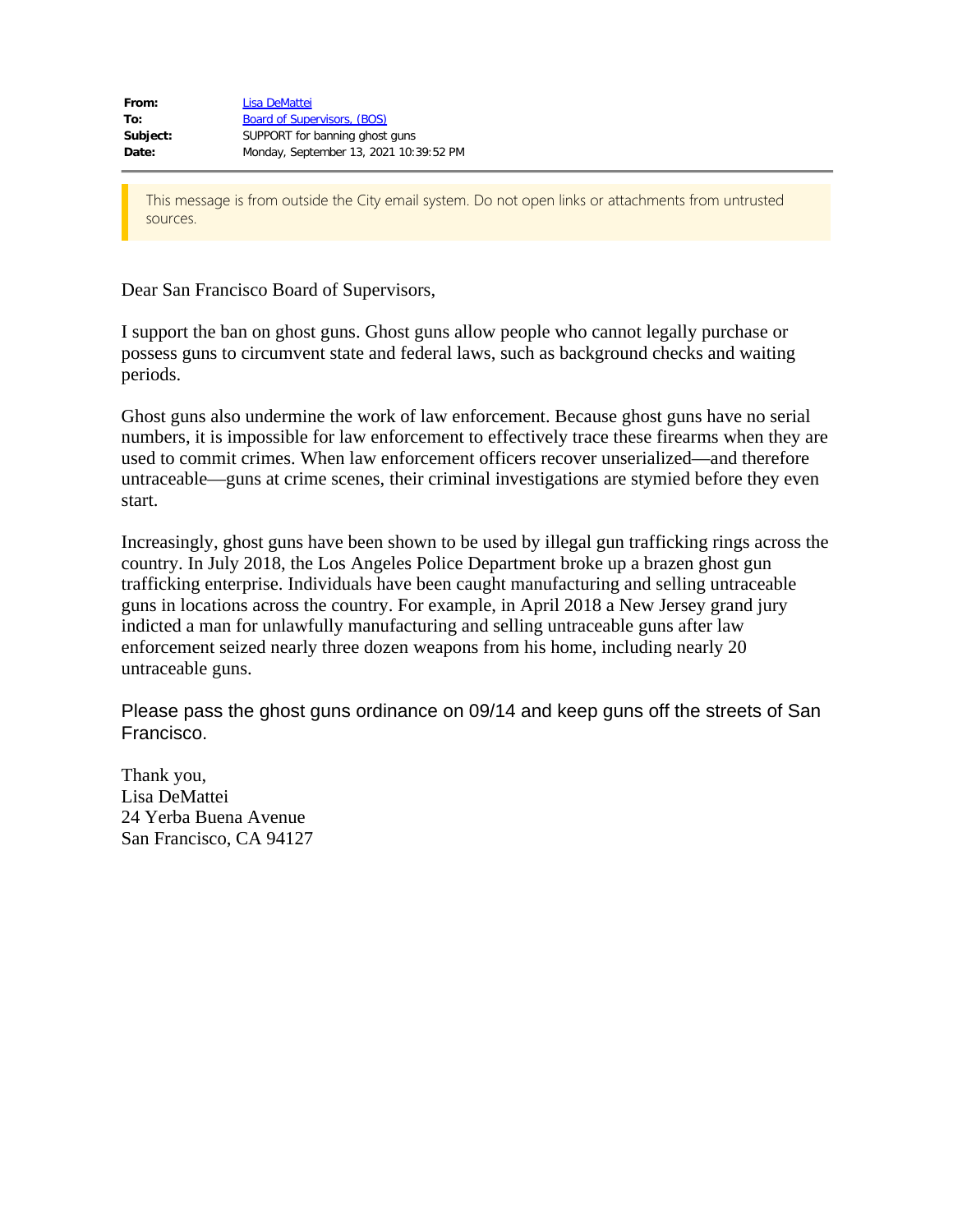| | |
|---|---|
| **From:** | Lisa DeMattei |
| **To:** | Board of Supervisors, (BOS) |
| **Subject:** | SUPPORT for banning ghost guns |
| **Date:** | Monday, September 13, 2021 10:39:52 PM |

This message is from outside the City email system. Do not open links or attachments from untrusted sources.

Dear San Francisco Board of Supervisors,

I support the ban on ghost guns. Ghost guns allow people who cannot legally purchase or possess guns to circumvent state and federal laws, such as background checks and waiting periods.

Ghost guns also undermine the work of law enforcement. Because ghost guns have no serial numbers, it is impossible for law enforcement to effectively trace these firearms when they are used to commit crimes. When law enforcement officers recover unserialized—and therefore untraceable—guns at crime scenes, their criminal investigations are stymied before they even start.

Increasingly, ghost guns have been shown to be used by illegal gun trafficking rings across the country. In July 2018, the Los Angeles Police Department broke up a brazen ghost gun trafficking enterprise. Individuals have been caught manufacturing and selling untraceable guns in locations across the country. For example, in April 2018 a New Jersey grand jury indicted a man for unlawfully manufacturing and selling untraceable guns after law enforcement seized nearly three dozen weapons from his home, including nearly 20 untraceable guns.

Please pass the ghost guns ordinance on 09/14 and keep guns off the streets of San Francisco.

Thank you,
Lisa DeMattei
24 Yerba Buena Avenue
San Francisco, CA 94127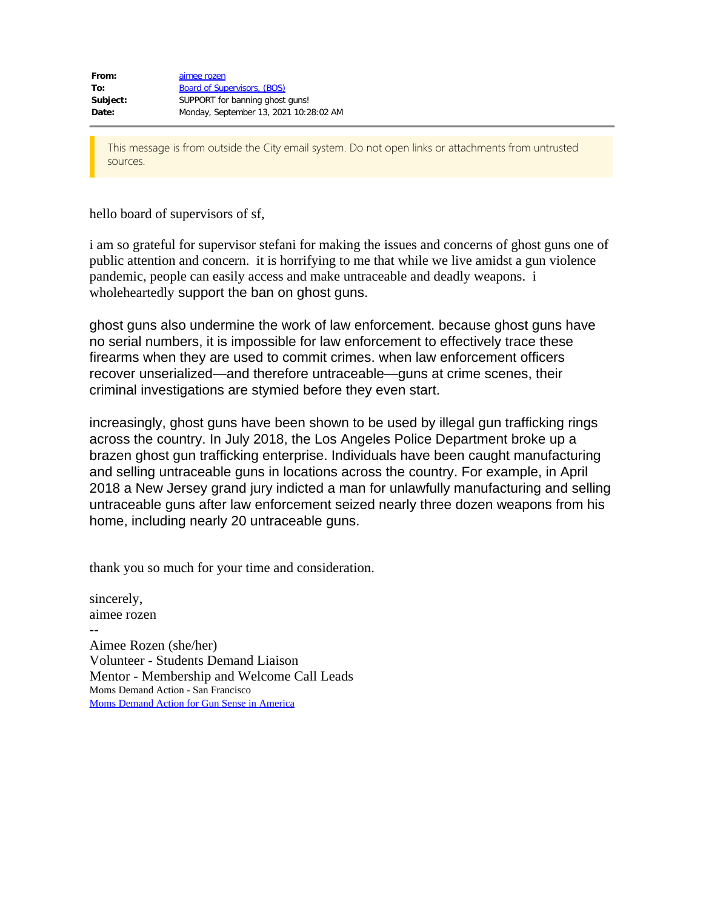| | |
|---|---|
| **From:** | aimee rozen |
| **To:** | Board of Supervisors, (BOS) |
| **Subject:** | SUPPORT for banning ghost guns! |
| **Date:** | Monday, September 13, 2021 10:28:02 AM |

This message is from outside the City email system. Do not open links or attachments from untrusted sources.

hello board of supervisors of sf,

i am so grateful for supervisor stefani for making the issues and concerns of ghost guns one of public attention and concern. it is horrifying to me that while we live amidst a gun violence pandemic, people can easily access and make untraceable and deadly weapons. i wholeheartedly support the ban on ghost guns.

ghost guns also undermine the work of law enforcement. because ghost guns have no serial numbers, it is impossible for law enforcement to effectively trace these firearms when they are used to commit crimes. when law enforcement officers recover unserialized—and therefore untraceable—guns at crime scenes, their criminal investigations are stymied before they even start.

increasingly, ghost guns have been shown to be used by illegal gun trafficking rings across the country. In July 2018, the Los Angeles Police Department broke up a brazen ghost gun trafficking enterprise. Individuals have been caught manufacturing and selling untraceable guns in locations across the country. For example, in April 2018 a New Jersey grand jury indicted a man for unlawfully manufacturing and selling untraceable guns after law enforcement seized nearly three dozen weapons from his home, including nearly 20 untraceable guns.

thank you so much for your time and consideration.

sincerely,  
aimee rozen  
--  
Aimee Rozen (she/her)  
Volunteer - Students Demand Liaison  
Mentor - Membership and Welcome Call Leads  
Moms Demand Action - San Francisco  
Moms Demand Action for Gun Sense in America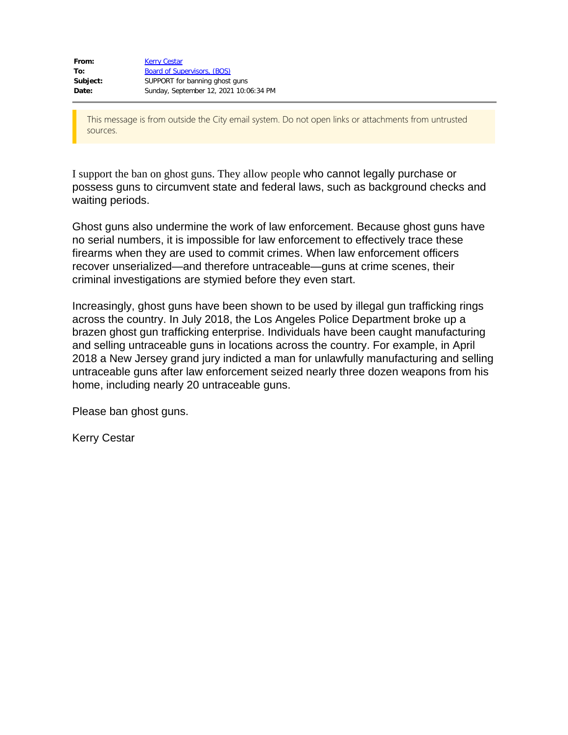| | |
|---|---|
| **From:** | Kerry Cestar |
| **To:** | Board of Supervisors, (BOS) |
| **Subject:** | SUPPORT for banning ghost guns |
| **Date:** | Sunday, September 12, 2021 10:06:34 PM |

This message is from outside the City email system. Do not open links or attachments from untrusted sources.

I support the ban on ghost guns. They allow people who cannot legally purchase or possess guns to circumvent state and federal laws, such as background checks and waiting periods.

Ghost guns also undermine the work of law enforcement. Because ghost guns have no serial numbers, it is impossible for law enforcement to effectively trace these firearms when they are used to commit crimes. When law enforcement officers recover unserialized—and therefore untraceable—guns at crime scenes, their criminal investigations are stymied before they even start.

Increasingly, ghost guns have been shown to be used by illegal gun trafficking rings across the country. In July 2018, the Los Angeles Police Department broke up a brazen ghost gun trafficking enterprise. Individuals have been caught manufacturing and selling untraceable guns in locations across the country. For example, in April 2018 a New Jersey grand jury indicted a man for unlawfully manufacturing and selling untraceable guns after law enforcement seized nearly three dozen weapons from his home, including nearly 20 untraceable guns.

Please ban ghost guns.

Kerry Cestar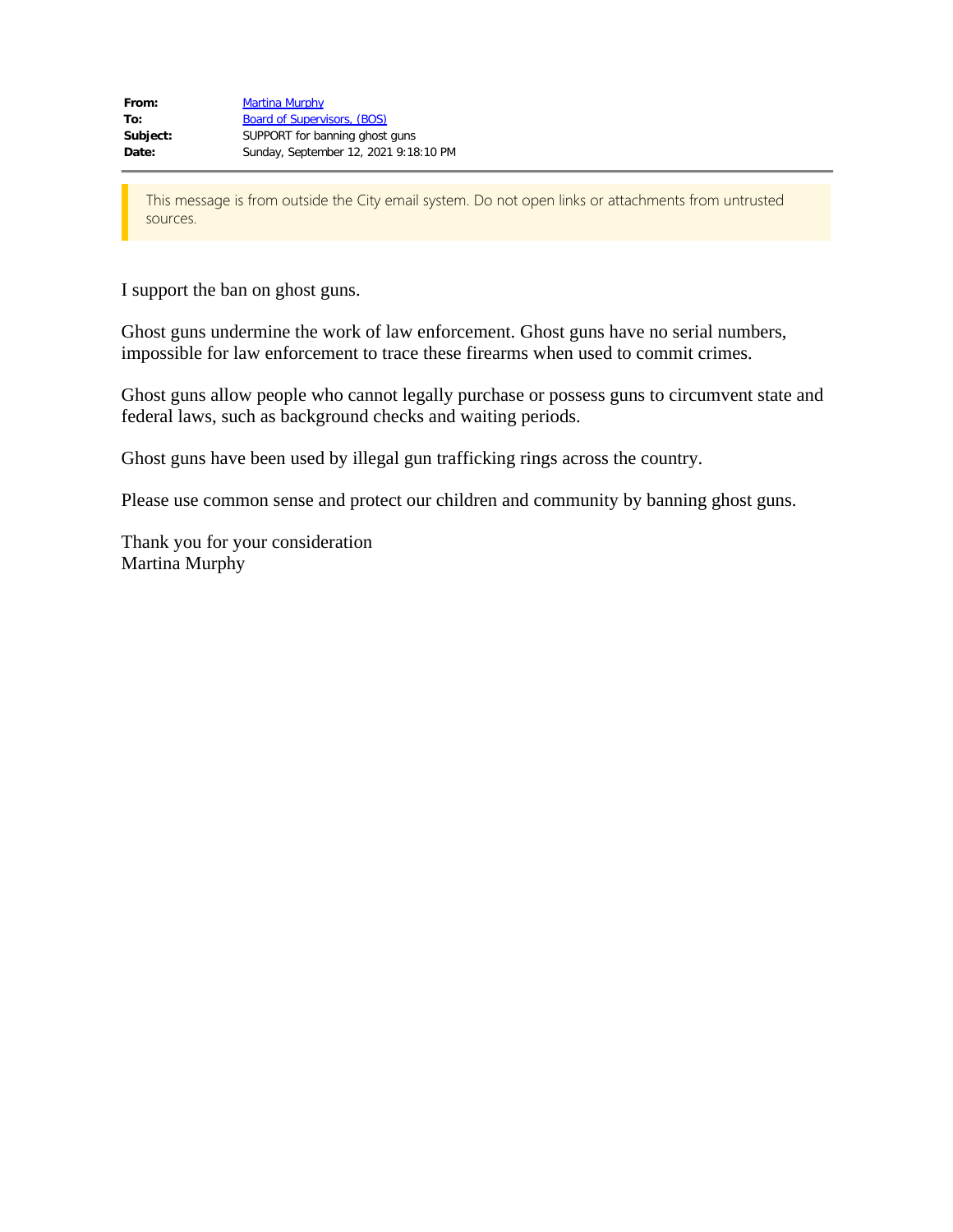| | |
|---|---|
| **From:** | Martina Murphy |
| **To:** | Board of Supervisors, (BOS) |
| **Subject:** | SUPPORT for banning ghost guns |
| **Date:** | Sunday, September 12, 2021 9:18:10 PM |

This message is from outside the City email system. Do not open links or attachments from untrusted sources.

I support the ban on ghost guns.

Ghost guns undermine the work of law enforcement. Ghost guns have no serial numbers, impossible for law enforcement to trace these firearms when used to commit crimes.

Ghost guns allow people who cannot legally purchase or possess guns to circumvent state and federal laws, such as background checks and waiting periods.

Ghost guns have been used by illegal gun trafficking rings across the country.

Please use common sense and protect our children and community by banning ghost guns.

Thank you for your consideration
Martina Murphy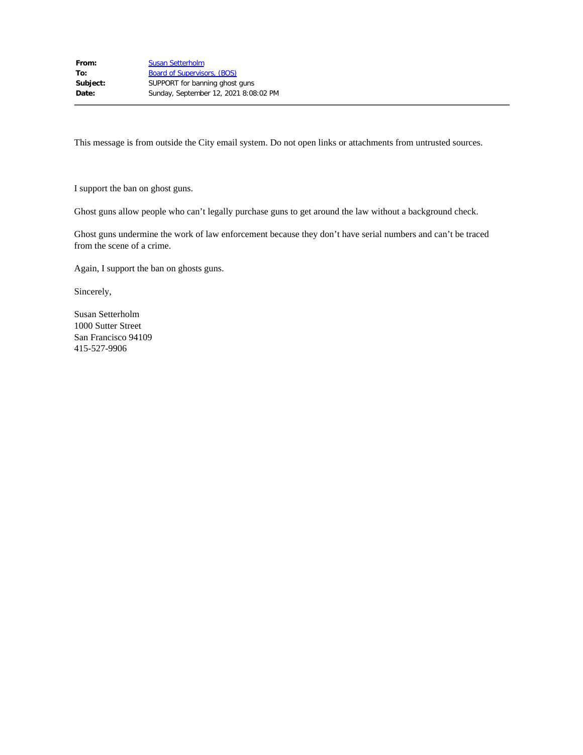| | |
|---|---|
| **From:** | Susan Setterholm |
| **To:** | Board of Supervisors, (BOS) |
| **Subject:** | SUPPORT for banning ghost guns |
| **Date:** | Sunday, September 12, 2021 8:08:02 PM |

This message is from outside the City email system. Do not open links or attachments from untrusted sources.

I support the ban on ghost guns.

Ghost guns allow people who can't legally purchase guns to get around the law without a background check.

Ghost guns undermine the work of law enforcement because they don't have serial numbers and can't be traced from the scene of a crime.

Again, I support the ban on ghosts guns.

Sincerely,

Susan Setterholm
1000 Sutter Street
San Francisco 94109
415-527-9906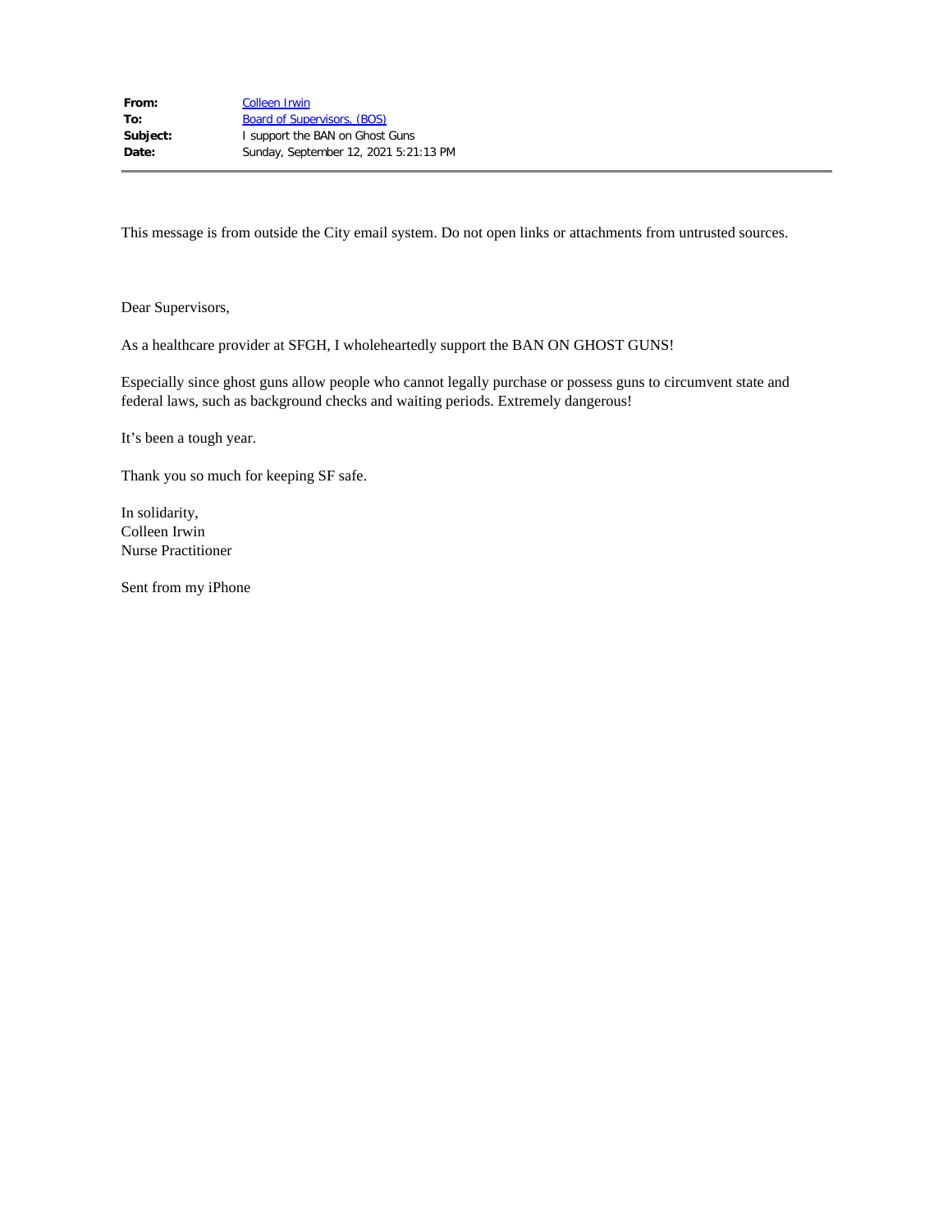**From:** Colleen Irwin
**To:** Board of Supervisors, (BOS)
**Subject:** I support the BAN on Ghost Guns
**Date:** Sunday, September 12, 2021 5:21:13 PM

---

This message is from outside the City email system. Do not open links or attachments from untrusted sources.

Dear Supervisors,

As a healthcare provider at SFGH, I wholeheartedly support the BAN ON GHOST GUNS!

Especially since ghost guns allow people who cannot legally purchase or possess guns to circumvent state and federal laws, such as background checks and waiting periods. Extremely dangerous!

It's been a tough year.

Thank you so much for keeping SF safe.

In solidarity,
Colleen Irwin
Nurse Practitioner

Sent from my iPhone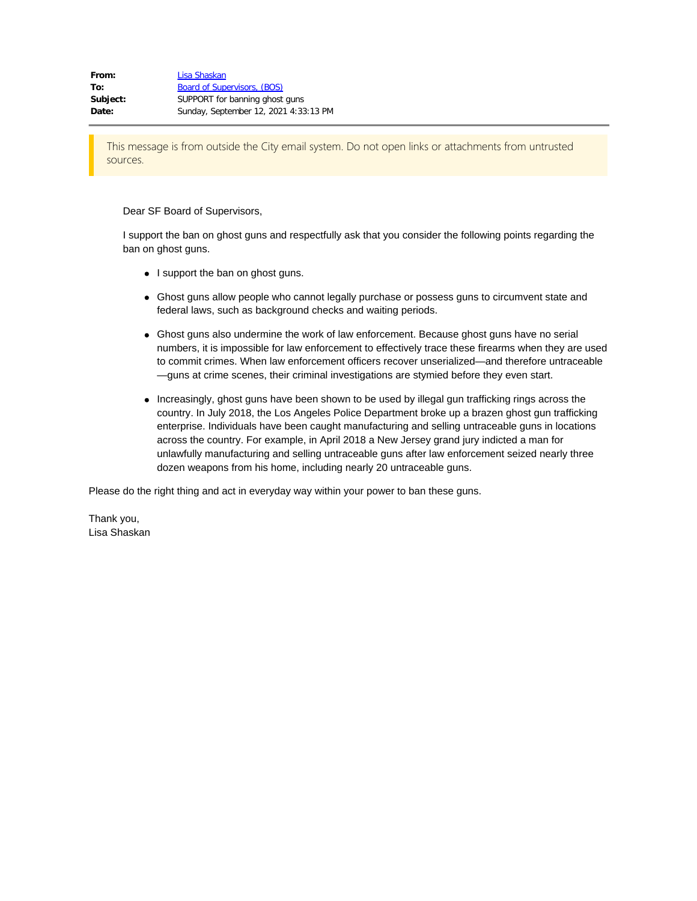**From:** Lisa Shaskan
**To:** Board of Supervisors, (BOS)
**Subject:** SUPPORT for banning ghost guns
**Date:** Sunday, September 12, 2021 4:33:13 PM

---

This message is from outside the City email system. Do not open links or attachments from untrusted sources.

Dear SF Board of Supervisors,

I support the ban on ghost guns and respectfully ask that you consider the following points regarding the ban on ghost guns.

- I support the ban on ghost guns.
- Ghost guns allow people who cannot legally purchase or possess guns to circumvent state and federal laws, such as background checks and waiting periods.
- Ghost guns also undermine the work of law enforcement. Because ghost guns have no serial numbers, it is impossible for law enforcement to effectively trace these firearms when they are used to commit crimes. When law enforcement officers recover unserialized—and therefore untraceable—guns at crime scenes, their criminal investigations are stymied before they even start.
- Increasingly, ghost guns have been shown to be used by illegal gun trafficking rings across the country. In July 2018, the Los Angeles Police Department broke up a brazen ghost gun trafficking enterprise. Individuals have been caught manufacturing and selling untraceable guns in locations across the country. For example, in April 2018 a New Jersey grand jury indicted a man for unlawfully manufacturing and selling untraceable guns after law enforcement seized nearly three dozen weapons from his home, including nearly 20 untraceable guns.

Please do the right thing and act in everyday way within your power to ban these guns.

Thank you,
Lisa Shaskan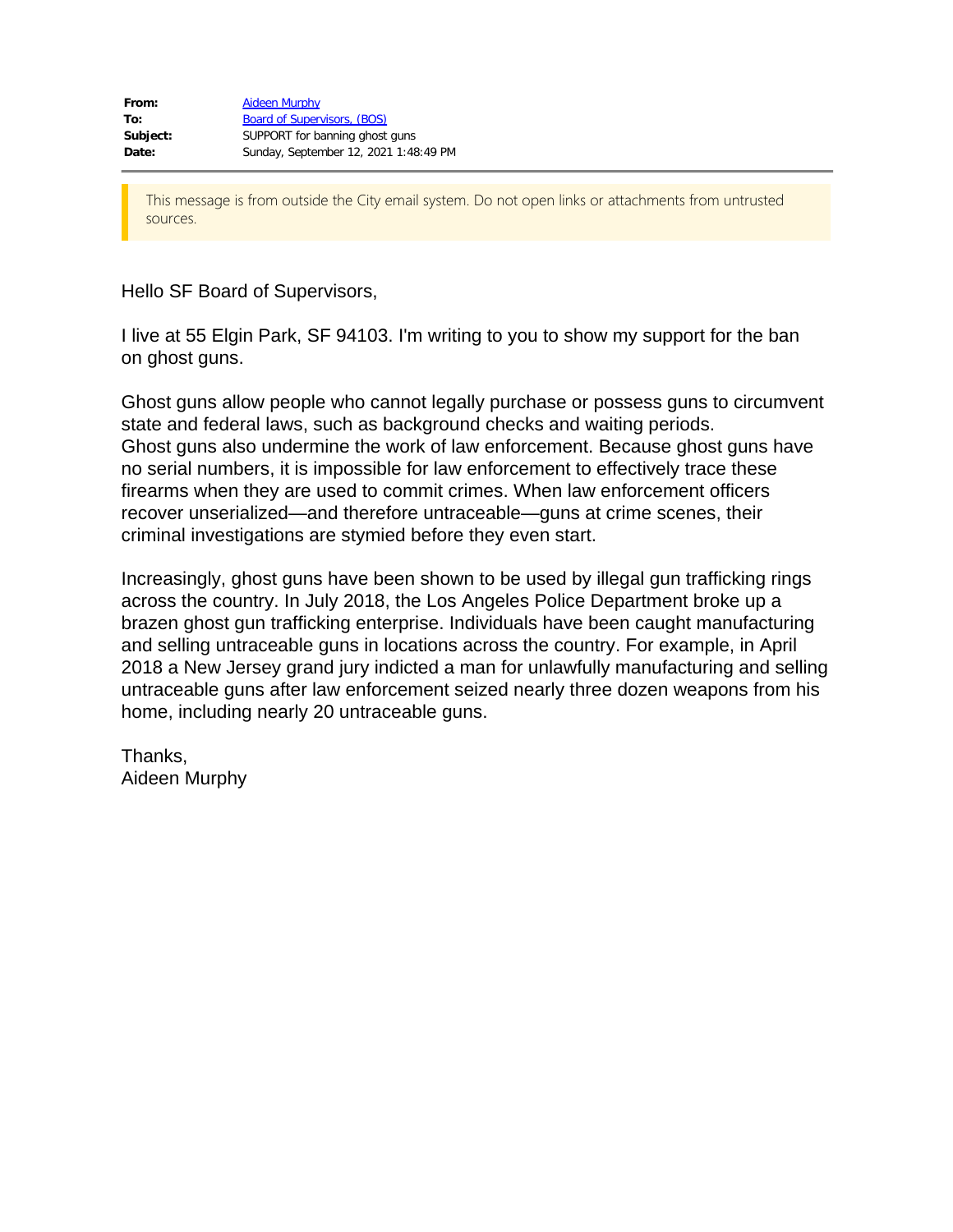| | |
|---|---|
| **From:** | Aideen Murphy |
| **To:** | Board of Supervisors, (BOS) |
| **Subject:** | SUPPORT for banning ghost guns |
| **Date:** | Sunday, September 12, 2021 1:48:49 PM |

This message is from outside the City email system. Do not open links or attachments from untrusted sources.

Hello SF Board of Supervisors,

I live at 55 Elgin Park, SF 94103. I'm writing to you to show my support for the ban on ghost guns.

Ghost guns allow people who cannot legally purchase or possess guns to circumvent state and federal laws, such as background checks and waiting periods.
Ghost guns also undermine the work of law enforcement. Because ghost guns have no serial numbers, it is impossible for law enforcement to effectively trace these firearms when they are used to commit crimes. When law enforcement officers recover unserialized—and therefore untraceable—guns at crime scenes, their criminal investigations are stymied before they even start.

Increasingly, ghost guns have been shown to be used by illegal gun trafficking rings across the country. In July 2018, the Los Angeles Police Department broke up a brazen ghost gun trafficking enterprise. Individuals have been caught manufacturing and selling untraceable guns in locations across the country. For example, in April 2018 a New Jersey grand jury indicted a man for unlawfully manufacturing and selling untraceable guns after law enforcement seized nearly three dozen weapons from his home, including nearly 20 untraceable guns.

Thanks,
Aideen Murphy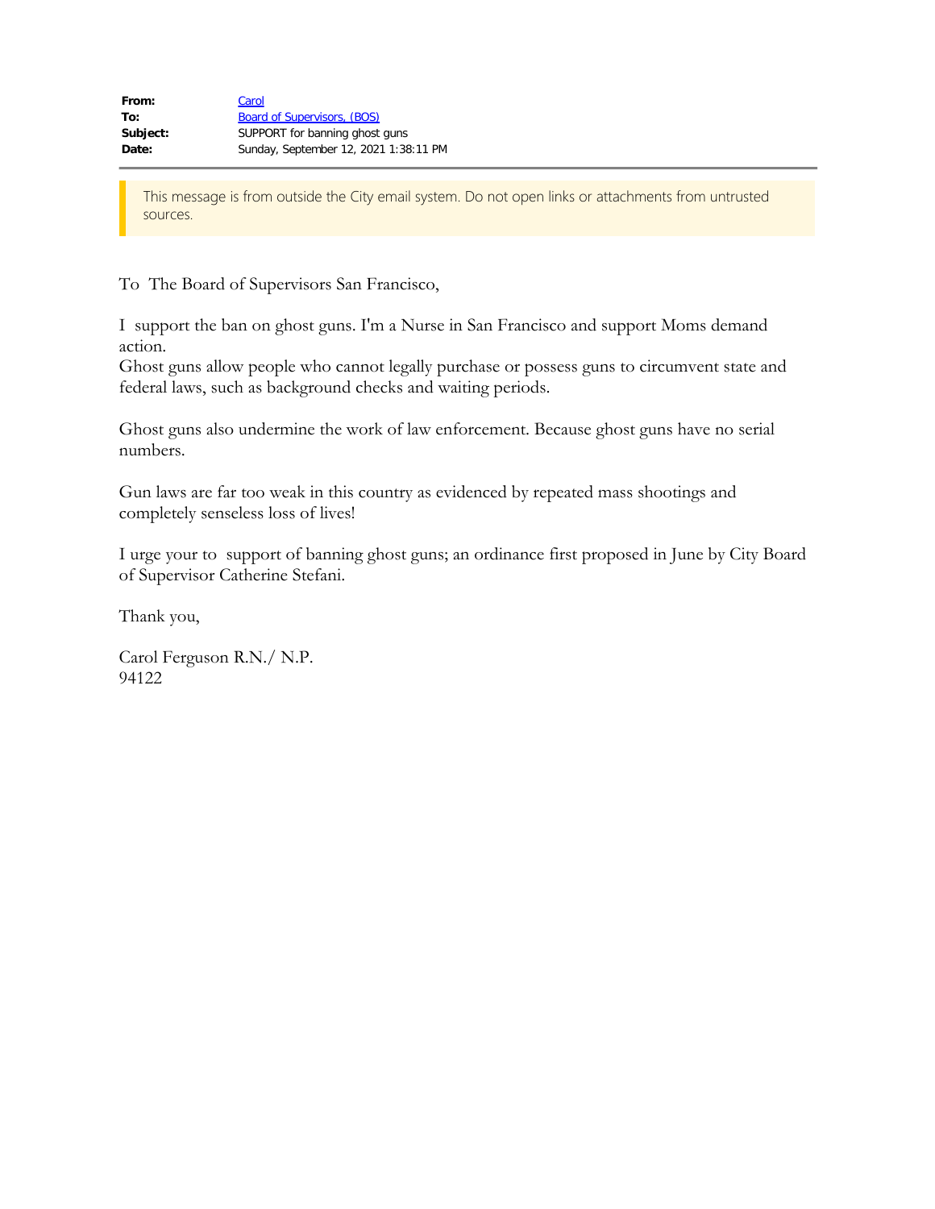| | |
|---|---|
| **From:** | Carol |
| **To:** | Board of Supervisors, (BOS) |
| **Subject:** | SUPPORT for banning ghost guns |
| **Date:** | Sunday, September 12, 2021 1:38:11 PM |

This message is from outside the City email system. Do not open links or attachments from untrusted sources.

To The Board of Supervisors San Francisco,

I support the ban on ghost guns. I'm a Nurse in San Francisco and support Moms demand action.
Ghost guns allow people who cannot legally purchase or possess guns to circumvent state and federal laws, such as background checks and waiting periods.

Ghost guns also undermine the work of law enforcement. Because ghost guns have no serial numbers.

Gun laws are far too weak in this country as evidenced by repeated mass shootings and completely senseless loss of lives!

I urge your to support of banning ghost guns; an ordinance first proposed in June by City Board of Supervisor Catherine Stefani.

Thank you,

Carol Ferguson R.N./ N.P.
94122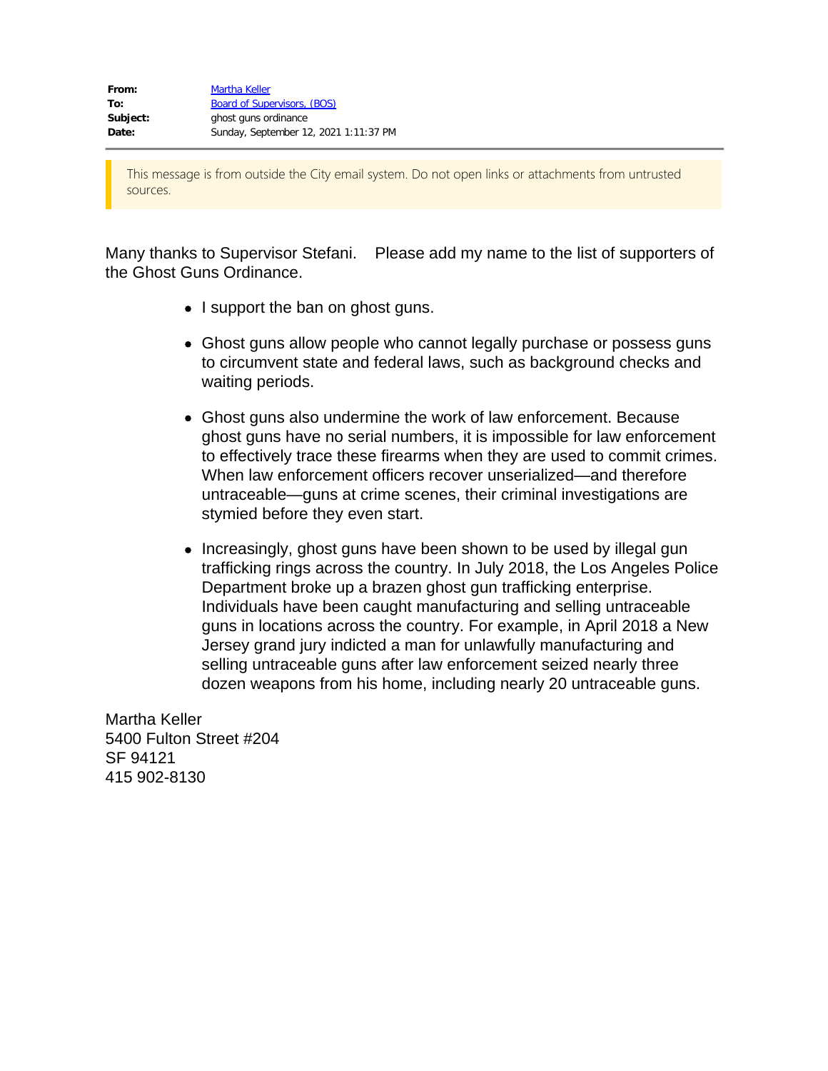| | |
|---|---|
| **From:** | Martha Keller |
| **To:** | Board of Supervisors, (BOS) |
| **Subject:** | ghost guns ordinance |
| **Date:** | Sunday, September 12, 2021 1:11:37 PM |

This message is from outside the City email system. Do not open links or attachments from untrusted sources.

Many thanks to Supervisor Stefani. Please add my name to the list of supporters of the Ghost Guns Ordinance.

- I support the ban on ghost guns.
- Ghost guns allow people who cannot legally purchase or possess guns to circumvent state and federal laws, such as background checks and waiting periods.
- Ghost guns also undermine the work of law enforcement. Because ghost guns have no serial numbers, it is impossible for law enforcement to effectively trace these firearms when they are used to commit crimes. When law enforcement officers recover unserialized—and therefore untraceable—guns at crime scenes, their criminal investigations are stymied before they even start.
- Increasingly, ghost guns have been shown to be used by illegal gun trafficking rings across the country. In July 2018, the Los Angeles Police Department broke up a brazen ghost gun trafficking enterprise. Individuals have been caught manufacturing and selling untraceable guns in locations across the country. For example, in April 2018 a New Jersey grand jury indicted a man for unlawfully manufacturing and selling untraceable guns after law enforcement seized nearly three dozen weapons from his home, including nearly 20 untraceable guns.

Martha Keller
5400 Fulton Street #204
SF 94121
415 902-8130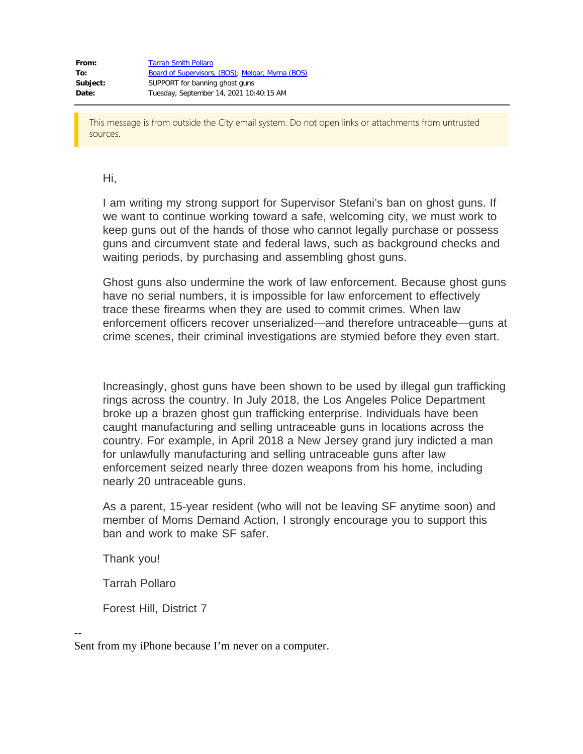**From:** Tarrah Smith Pollaro
**To:** Board of Supervisors, (BOS); Melgar, Myrna (BOS)
**Subject:** SUPPORT for banning ghost guns
**Date:** Tuesday, September 14, 2021 10:40:15 AM

---

This message is from outside the City email system. Do not open links or attachments from untrusted sources.

Hi,

I am writing my strong support for Supervisor Stefani's ban on ghost guns. If we want to continue working toward a safe, welcoming city, we must work to keep guns out of the hands of those who cannot legally purchase or possess guns and circumvent state and federal laws, such as background checks and waiting periods, by purchasing and assembling ghost guns.

Ghost guns also undermine the work of law enforcement. Because ghost guns have no serial numbers, it is impossible for law enforcement to effectively trace these firearms when they are used to commit crimes. When law enforcement officers recover unserialized—and therefore untraceable—guns at crime scenes, their criminal investigations are stymied before they even start.

Increasingly, ghost guns have been shown to be used by illegal gun trafficking rings across the country. In July 2018, the Los Angeles Police Department broke up a brazen ghost gun trafficking enterprise. Individuals have been caught manufacturing and selling untraceable guns in locations across the country. For example, in April 2018 a New Jersey grand jury indicted a man for unlawfully manufacturing and selling untraceable guns after law enforcement seized nearly three dozen weapons from his home, including nearly 20 untraceable guns.

As a parent, 15-year resident (who will not be leaving SF anytime soon) and member of Moms Demand Action, I strongly encourage you to support this ban and work to make SF safer.

Thank you!

Tarrah Pollaro

Forest Hill, District 7

--
Sent from my iPhone because I'm never on a computer.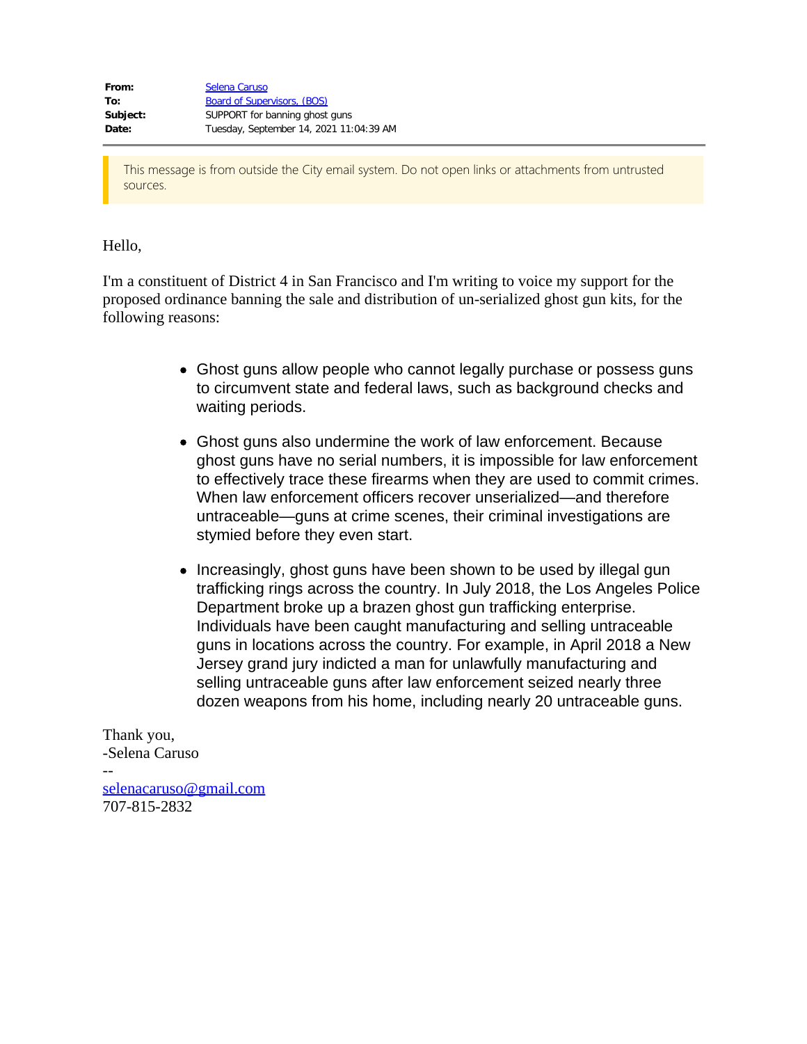| | |
|---|---|
| **From:** | Selena Caruso |
| **To:** | Board of Supervisors, (BOS) |
| **Subject:** | SUPPORT for banning ghost guns |
| **Date:** | Tuesday, September 14, 2021 11:04:39 AM |

This message is from outside the City email system. Do not open links or attachments from untrusted sources.

Hello,

I'm a constituent of District 4 in San Francisco and I'm writing to voice my support for the proposed ordinance banning the sale and distribution of un-serialized ghost gun kits, for the following reasons:

- Ghost guns allow people who cannot legally purchase or possess guns to circumvent state and federal laws, such as background checks and waiting periods.
- Ghost guns also undermine the work of law enforcement. Because ghost guns have no serial numbers, it is impossible for law enforcement to effectively trace these firearms when they are used to commit crimes. When law enforcement officers recover unserialized—and therefore untraceable—guns at crime scenes, their criminal investigations are stymied before they even start.
- Increasingly, ghost guns have been shown to be used by illegal gun trafficking rings across the country. In July 2018, the Los Angeles Police Department broke up a brazen ghost gun trafficking enterprise. Individuals have been caught manufacturing and selling untraceable guns in locations across the country. For example, in April 2018 a New Jersey grand jury indicted a man for unlawfully manufacturing and selling untraceable guns after law enforcement seized nearly three dozen weapons from his home, including nearly 20 untraceable guns.

Thank you,  
-Selena Caruso  
--  
selenacaruso@gmail.com  
707-815-2832